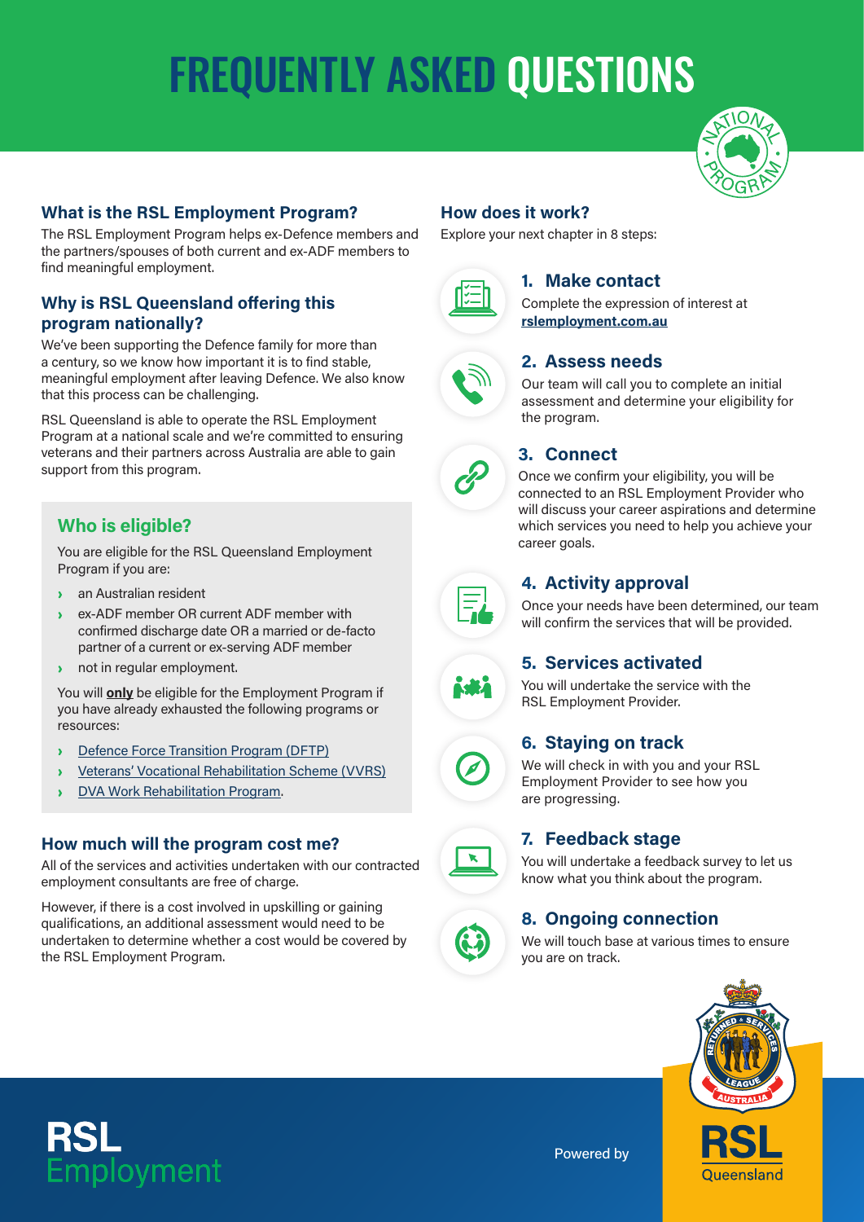# FREQUENTLY ASKED QUESTIONS

## What is the RSL Employment Program?

The RSL Employment Program helps ex-Defence members and the partners/spouses of both current and ex-ADF members to find meaningful employment.

## Why is RSL Queensland offering this program nationally?

We've been supporting the Defence family for more than a century, so we know how important it is to find stable, meaningful employment after leaving Defence. We also know that this process can be challenging.

RSL Queensland is able to operate the RSL Employment Program at a national scale and we're committed to ensuring veterans and their partners across Australia are able to gain support from this program.

## Who is eligible?

You are eligible for the RSL Queensland Employment Program if you are:

- an Australian resident
- ex-ADF member OR current ADF member with confirmed discharge date OR a married or de-facto partner of a current or ex-serving ADF member
- not in regular employment.

You will **only** be eligible for the Employment Program if you have already exhausted the following programs or resources:

- Defence Force Transition Program (DFTP)
- Veterans' Vocational Rehabilitation Scheme (VVRS)
- DVA Work Rehabilitation Program.

## How much will the program cost me?

All of the services and activities undertaken with our contracted employment consultants are free of charge.

However, if there is a cost involved in upskilling or gaining qualifications, an additional assessment would need to be undertaken to determine whether a cost would be covered by the RSL Employment Program.

## How does it work?

Explore your next chapter in 8 steps:

### 1. Make contact

Complete the expression of interest at **rslemployment.com.au**

### 2. Assess needs

Our team will call you to complete an initial assessment and determine your eligibility for the program.

### 3. Connect

Once we confirm your eligibility, you will be connected to an RSL Employment Provider who will discuss your career aspirations and determine which services you need to help you achieve your career goals.

### 4. Activity approval

Once your needs have been determined, our team will confirm the services that will be provided.

### 5. Services activated

You will undertake the service with the RSL Employment Provider.

### 6. Staying on track

We will check in with you and your RSL Employment Provider to see how you are progressing.

### 7. Feedback stage

You will undertake a feedback survey to let us know what you think about the program.

### 8. Ongoing connection

We will touch base at various times to ensure you are on track.

RSL Employment

Powered by RSL Queensland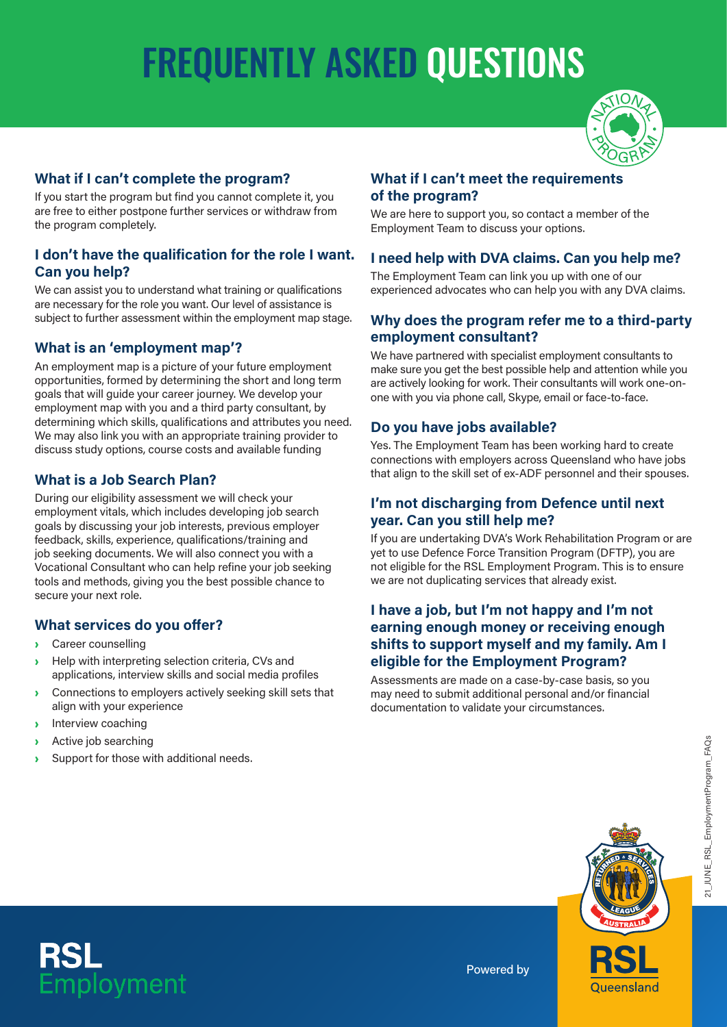# FREQUENTLY ASKED QUESTIONS

### What if I can't complete the program?

If you start the program but find you cannot complete it, you are free to either postpone further services or withdraw from the program completely.

### I don't have the qualification for the role I want. Can you help?

We can assist you to understand what training or qualifications are necessary for the role you want. Our level of assistance is subject to further assessment within the employment map stage.

### What is an 'employment map'?

An employment map is a picture of your future employment opportunities, formed by determining the short and long term goals that will guide your career journey. We develop your employment map with you and a third party consultant, by determining which skills, qualifications and attributes you need. We may also link you with an appropriate training provider to discuss study options, course costs and available funding

### What is a Job Search Plan?

During our eligibility assessment we will check your employment vitals, which includes developing job search goals by discussing your job interests, previous employer feedback, skills, experience, qualifications/training and job seeking documents. We will also connect you with a Vocational Consultant who can help refine your job seeking tools and methods, giving you the best possible chance to secure your next role.

### What services do you offer?

- Career counselling
- Help with interpreting selection criteria, CVs and applications, interview skills and social media profiles
- Connections to employers actively seeking skill sets that align with your experience
- Interview coaching
- Active job searching
- Support for those with additional needs.

### What if I can't meet the requirements of the program?

We are here to support you, so contact a member of the Employment Team to discuss your options.

### I need help with DVA claims. Can you help me?

The Employment Team can link you up with one of our experienced advocates who can help you with any DVA claims.

### Why does the program refer me to a third-party employment consultant?

We have partnered with specialist employment consultants to make sure you get the best possible help and attention while you are actively looking for work. Their consultants will work one-on-one with you via phone call, Skype, email or face-to-face.

### Do you have jobs available?

Yes. The Employment Team has been working hard to create connections with employers across Queensland who have jobs that align to the skill set of ex-ADF personnel and their spouses.

### I'm not discharging from Defence until next year. Can you still help me?

If you are undertaking DVA's Work Rehabilitation Program or are yet to use Defence Force Transition Program (DFTP), you are not eligible for the RSL Employment Program. This is to ensure we are not duplicating services that already exist.

### I have a job, but I'm not happy and I'm not earning enough money or receiving enough shifts to support myself and my family. Am I eligible for the Employment Program?

Assessments are made on a case-by-case basis, so you may need to submit additional personal and/or financial documentation to validate your circumstances.

21_JUNE_RSL_EmploymentProgram_FAQs

RSL Employment

Powered by RSL Queensland